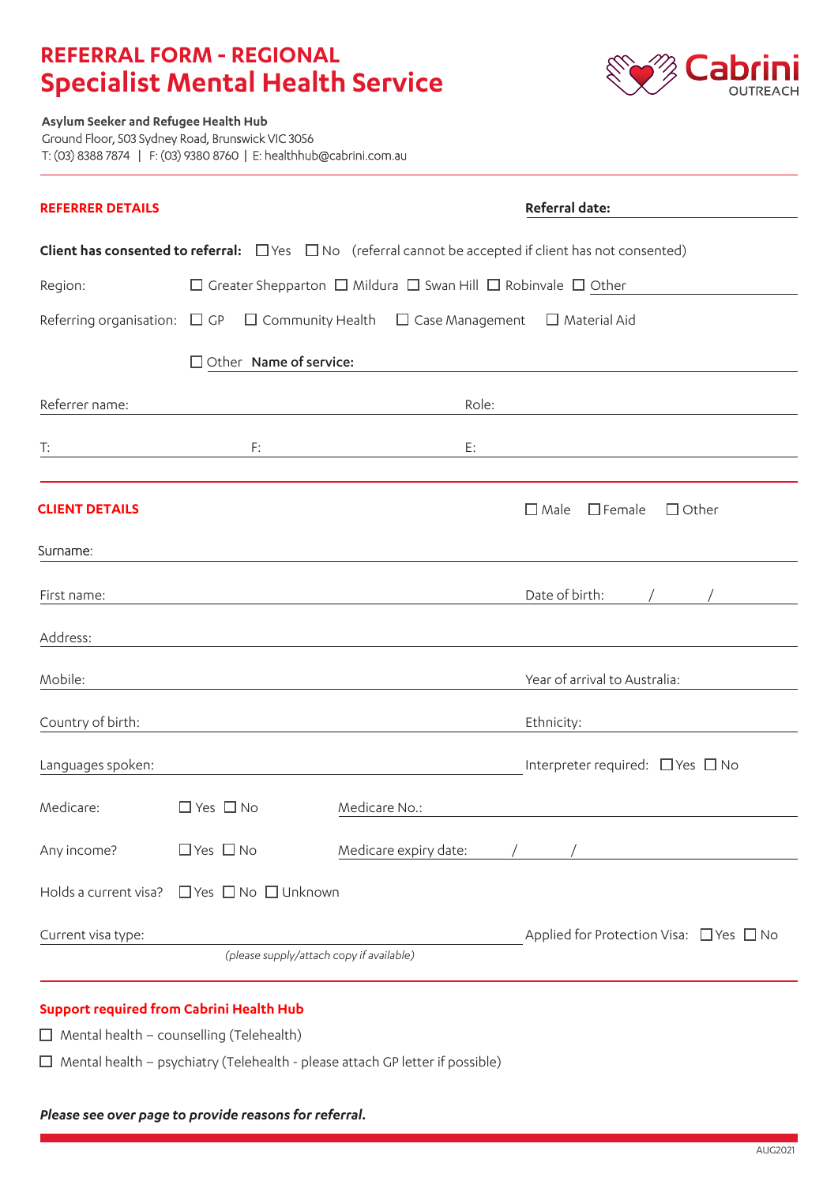# REFERRAL FORM - REGIONAL
# Specialist Mental Health Service

Cabrini OUTREACH

**Asylum Seeker and Refugee Health Hub**
Ground Floor, 503 Sydney Road, Brunswick VIC 3056
T: (03) 8388 7874 | F: (03) 9380 8760 | E: healthhub@cabrini.com.au

## REFERRER DETAILS

**Referral date:**

**Client has consented to referral:** ☐ Yes ☐ No (referral cannot be accepted if client has not consented)

Region: ☐ Greater Shepparton ☐ Mildura ☐ Swan Hill ☐ Robinvale ☐ Other

Referring organisation: ☐ GP ☐ Community Health ☐ Case Management ☐ Material Aid

☐ Other **Name of service:**

Referrer name: Role:

T: F: E:

## CLIENT DETAILS

☐ Male ☐ Female ☐ Other

Surname:

First name: Date of birth: / /

Address:

Mobile: Year of arrival to Australia:

Country of birth: Ethnicity:

Languages spoken: Interpreter required: ☐ Yes ☐ No

Medicare: ☐ Yes ☐ No Medicare No.:

Any income? ☐ Yes ☐ No Medicare expiry date: / /

Holds a current visa? ☐ Yes ☐ No ☐ Unknown

Current visa type: Applied for Protection Visa: ☐ Yes ☐ No

*(please supply/attach copy if available)*

## Support required from Cabrini Health Hub

☐ Mental health – counselling (Telehealth)

☐ Mental health – psychiatry (Telehealth - please attach GP letter if possible)

***Please see over page to provide reasons for referral.***

AUG2021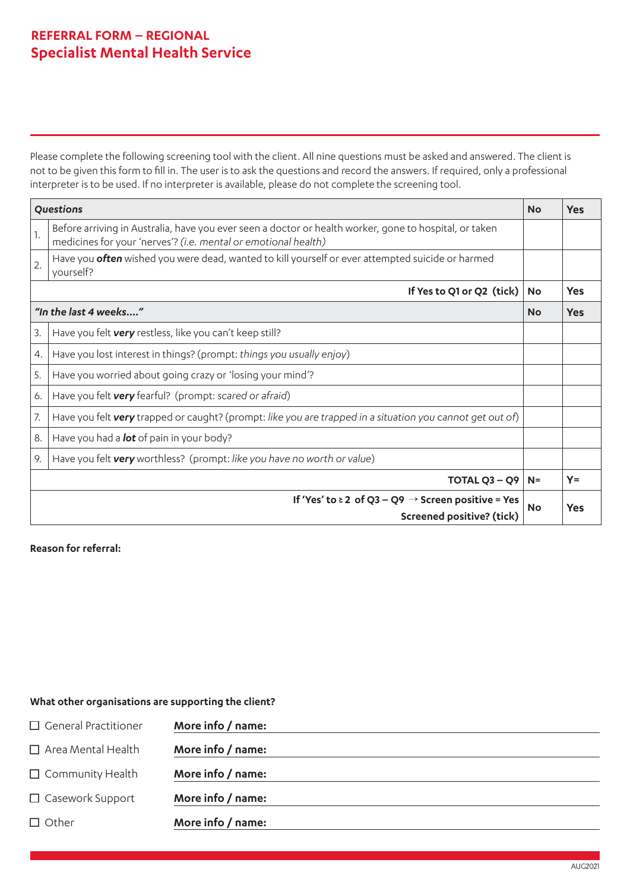## REFERRAL FORM – REGIONAL
## Specialist Mental Health Service

Please complete the following screening tool with the client. All nine questions must be asked and answered. The client is not to be given this form to fill in. The user is to ask the questions and record the answers. If required, only a professional interpreter is to be used. If no interpreter is available, please do not complete the screening tool.

| | *Questions* | No | Yes |
|---|---|---|---|
| 1. | Before arriving in Australia, have you ever seen a doctor or health worker, gone to hospital, or taken medicines for your 'nerves'? *(i.e. mental or emotional health)* | | |
| 2. | Have you ***often*** wished you were dead, wanted to kill yourself or ever attempted suicide or harmed yourself? | | |
| | **If Yes to Q1 or Q2 (tick)** | **No** | **Yes** |
| | ***"In the last 4 weeks…."*** | **No** | **Yes** |
| 3. | Have you felt ***very*** restless, like you can't keep still? | | |
| 4. | Have you lost interest in things? (prompt: *things you usually enjoy*) | | |
| 5. | Have you worried about going crazy or 'losing your mind'? | | |
| 6. | Have you felt ***very*** fearful? (prompt: *scared or afraid*) | | |
| 7. | Have you felt ***very*** trapped or caught? (prompt: *like you are trapped in a situation you cannot get out of*) | | |
| 8. | Have you had a ***lot*** of pain in your body? | | |
| 9. | Have you felt ***very*** worthless? (prompt: *like you have no worth or value*) | | |
| | **TOTAL Q3 – Q9** | **N=** | **Y=** |
| | **If 'Yes' to ≥ 2 of Q3 – Q9 → Screen positive = Yes**<br>**Screened positive? (tick)** | **No** | **Yes** |

**Reason for referral:**

**What other organisations are supporting the client?**

☐ General Practitioner **More info / name:** ____________________

☐ Area Mental Health **More info / name:** ____________________

☐ Community Health **More info / name:** ____________________

☐ Casework Support **More info / name:** ____________________

☐ Other **More info / name:** ____________________

AUG2021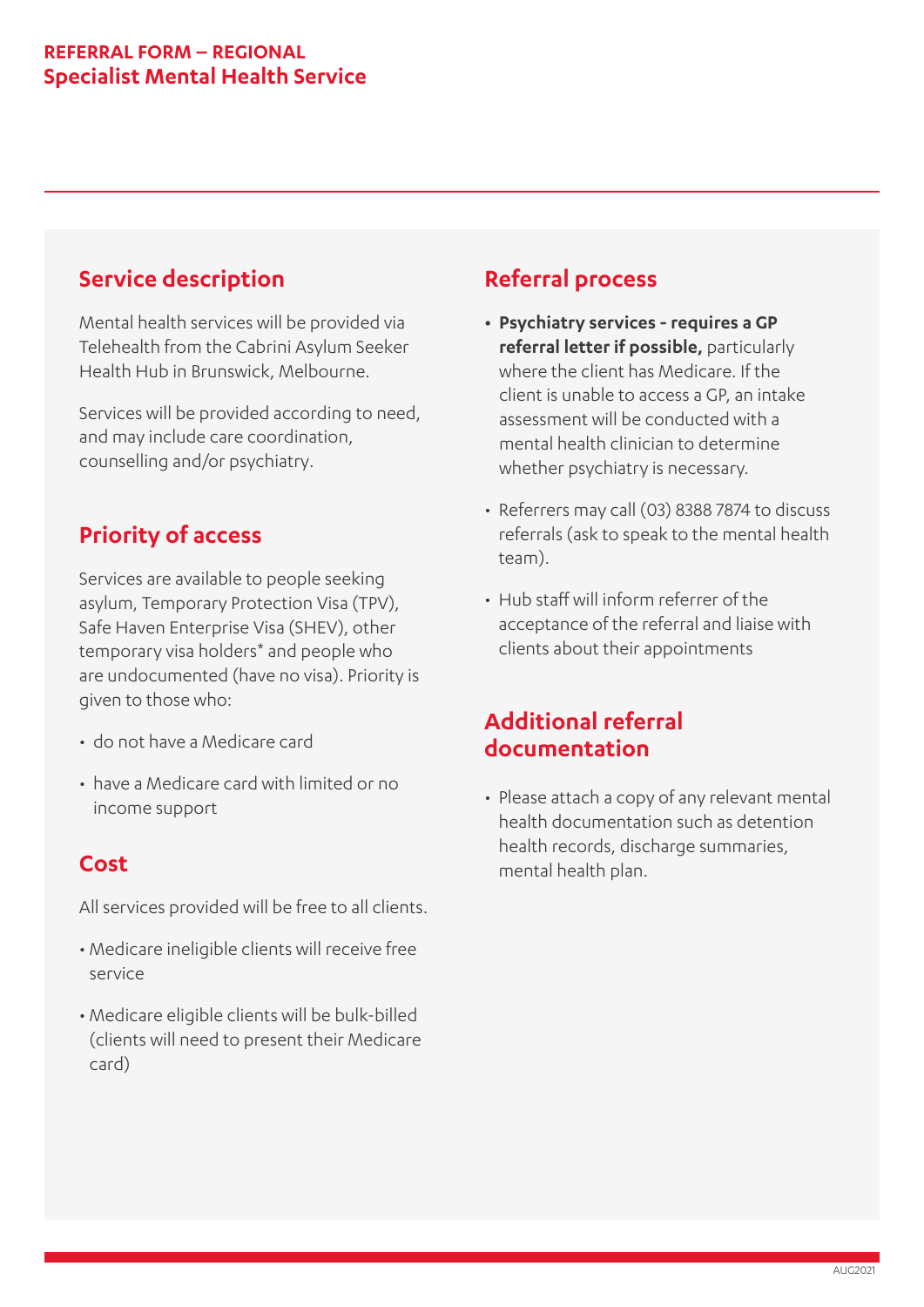**REFERRAL FORM – REGIONAL**
**Specialist Mental Health Service**

## Service description

Mental health services will be provided via Telehealth from the Cabrini Asylum Seeker Health Hub in Brunswick, Melbourne.

Services will be provided according to need, and may include care coordination, counselling and/or psychiatry.

## Priority of access

Services are available to people seeking asylum, Temporary Protection Visa (TPV), Safe Haven Enterprise Visa (SHEV), other temporary visa holders* and people who are undocumented (have no visa). Priority is given to those who:

- do not have a Medicare card
- have a Medicare card with limited or no income support

## Cost

All services provided will be free to all clients.

- Medicare ineligible clients will receive free service
- Medicare eligible clients will be bulk-billed (clients will need to present their Medicare card)

## Referral process

- **Psychiatry services - requires a GP referral letter if possible,** particularly where the client has Medicare. If the client is unable to access a GP, an intake assessment will be conducted with a mental health clinician to determine whether psychiatry is necessary.
- Referrers may call (03) 8388 7874 to discuss referrals (ask to speak to the mental health team).
- Hub staff will inform referrer of the acceptance of the referral and liaise with clients about their appointments

## Additional referral documentation

- Please attach a copy of any relevant mental health documentation such as detention health records, discharge summaries, mental health plan.

AUG2021